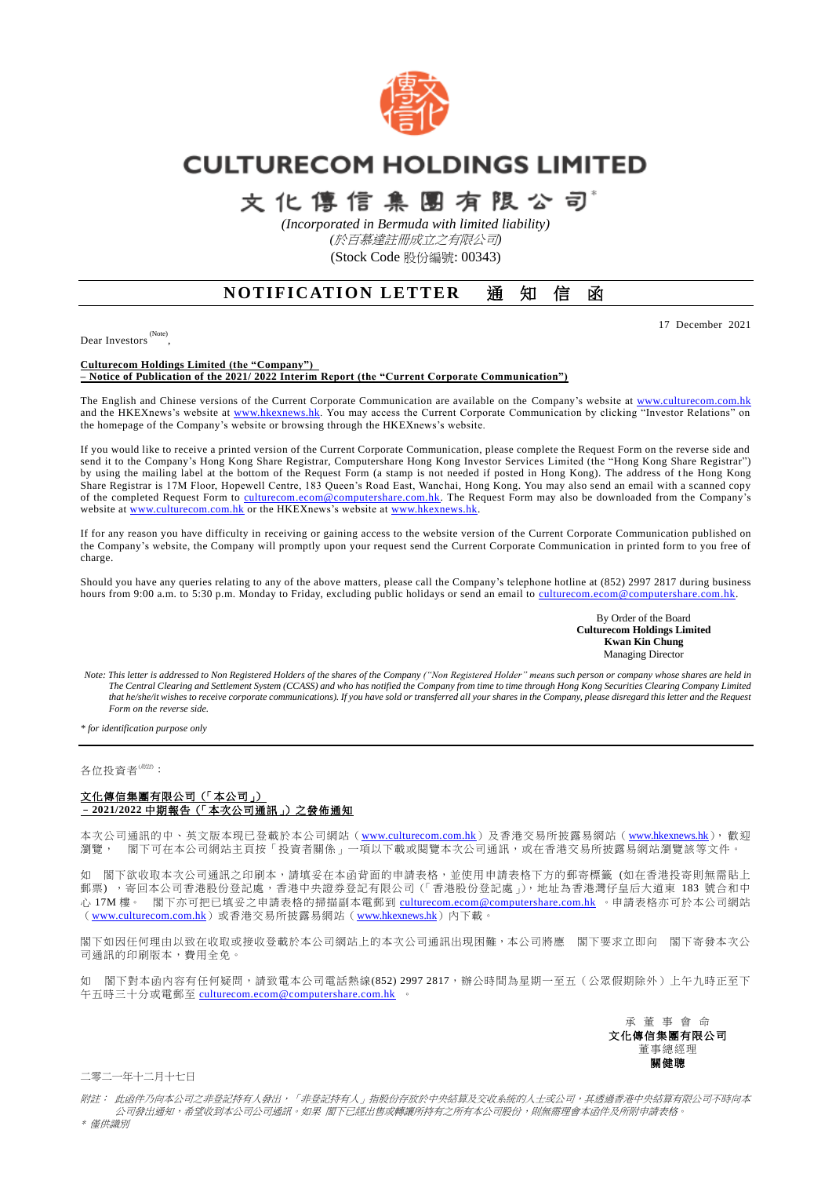# CULTURECOM HOLDINGS LIMITED

# 文化傳信集團有限公司*

*(Incorporated in Bermuda with limited liability)*
*(於百慕達註冊成立之有限公司)*
(Stock Code 股份編號: 00343)

## NOTIFICATION LETTER 通知信函

17 December 2021

Dear Investors [(Note)],

**Culturecom Holdings Limited (the "Company")**
**– Notice of Publication of the 2021/ 2022 Interim Report (the "Current Corporate Communication")**

The English and Chinese versions of the Current Corporate Communication are available on the Company's website at www.culturecom.com.hk and the HKEXnews's website at www.hkexnews.hk. You may access the Current Corporate Communication by clicking "Investor Relations" on the homepage of the Company's website or browsing through the HKEXnews's website.

If you would like to receive a printed version of the Current Corporate Communication, please complete the Request Form on the reverse side and send it to the Company's Hong Kong Share Registrar, Computershare Hong Kong Investor Services Limited (the "Hong Kong Share Registrar") by using the mailing label at the bottom of the Request Form (a stamp is not needed if posted in Hong Kong). The address of the Hong Kong Share Registrar is 17M Floor, Hopewell Centre, 183 Queen's Road East, Wanchai, Hong Kong. You may also send an email with a scanned copy of the completed Request Form to culturecom.ecom@computershare.com.hk. The Request Form may also be downloaded from the Company's website at www.culturecom.com.hk or the HKEXnews's website at www.hkexnews.hk.

If for any reason you have difficulty in receiving or gaining access to the website version of the Current Corporate Communication published on the Company's website, the Company will promptly upon your request send the Current Corporate Communication in printed form to you free of charge.

Should you have any queries relating to any of the above matters, please call the Company's telephone hotline at (852) 2997 2817 during business hours from 9:00 a.m. to 5:30 p.m. Monday to Friday, excluding public holidays or send an email to culturecom.ecom@computershare.com.hk.

By Order of the Board
**Culturecom Holdings Limited**
**Kwan Kin Chung**
Managing Director

*Note: This letter is addressed to Non Registered Holders of the shares of the Company ("Non Registered Holder" means such person or company whose shares are held in The Central Clearing and Settlement System (CCASS) and who has notified the Company from time to time through Hong Kong Securities Clearing Company Limited that he/she/it wishes to receive corporate communications). If you have sold or transferred all your shares in the Company, please disregard this letter and the Request Form on the reverse side.*

*\* for identification purpose only*

---

各位投資者[(附註)]：

**文化傳信集團有限公司（「本公司」）**
**–2021/2022 中期報告（「本次公司通訊」）之發佈通知**

本次公司通訊的中、英文版本現已登載於本公司網站（www.culturecom.com.hk）及香港交易所披露易網站（www.hkexnews.hk），歡迎瀏覽。 閣下可在本公司網站主頁按「投資者關係」一項以下載或閱覽本次公司通訊，或在香港交易所披露易網站瀏覽該等文件。

如 閣下欲收取本次公司通訊之印刷本，請填妥在本函背面的申請表格，並使用申請表格下方的郵寄標籤 (如在香港投寄則無需貼上郵票) ，寄回本公司香港股份登記處，香港中央證券登記有限公司（「香港股份登記處」），地址為香港灣仔皇后大道東 183 號合和中心 17M 樓。 閣下亦可把已填妥之申請表格的掃描副本電郵到 culturecom.ecom@computershare.com.hk 。申請表格亦可於本公司網站（www.culturecom.com.hk）或香港交易所披露易網站（www.hkexnews.hk）內下載。

閣下如因任何理由以致在收取或接收登載於本公司網站上的本次公司通訊出現困難，本公司將應 閣下要求立即向 閣下寄發本次公司通訊的印刷本，費用全免。

如 閣下對本函內容有任何疑問，請致電本公司電話熱線(852) 2997 2817，辦公時間為星期一至五（公眾假期除外）上午九時正至下午五時三十分或電郵至 culturecom.ecom@computershare.com.hk 。

承 董 事 會 命
**文化傳信集團有限公司**
董事總經理
**關健聰**

二零二一年十二月十七日

*附註： 此函件乃向本公司之非登記持有人發出，「非登記持有人」指股份存放於中央結算及交收系統的人士或公司，其透過香港中央結算有限公司不時向本公司發出通知，希望收到本公司公司通訊。如果 閣下已經出售或轉讓所持有之所有本公司股份，則無需理會本函件及所附申請表格。*

*\* 僅供識別*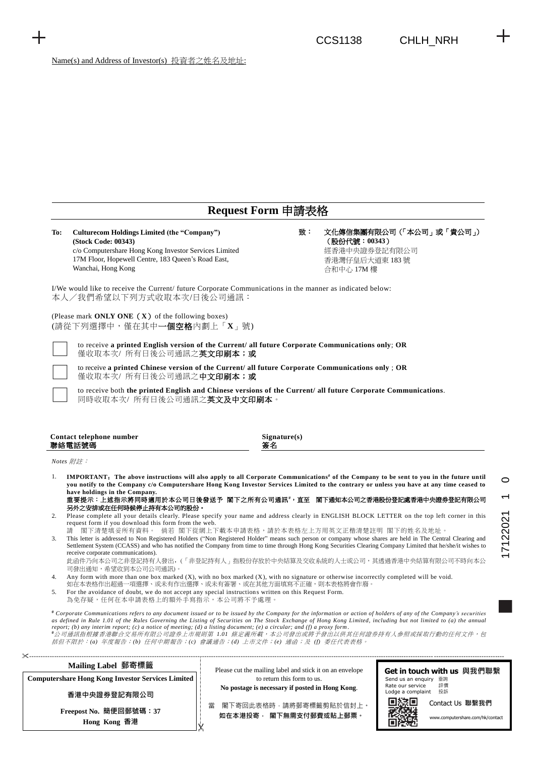CCS1138 CHLH_NRH

Name(s) and Address of Investor(s) 投資者之姓名及地址:

# Request Form 申請表格

**To: Culturecom Holdings Limited (the "Company")**
**(Stock Code: 00343)**
c/o Computershare Hong Kong Investor Services Limited
17M Floor, Hopewell Centre, 183 Queen's Road East,
Wanchai, Hong Kong

**致： 文化傳信集團有限公司(「本公司」或「貴公司」)**
**(股份代號：00343)**
經香港中央證券登記有限公司
香港灣仔皇后大道東 183 號
合和中心 17M 樓

I/We would like to receive the Current/ future Corporate Communications in the manner as indicated below:
本人／我們希望以下列方式收取本次/日後公司通訊：

(Please mark **ONLY ONE** (**X**) of the following boxes)
(請從下列選擇中，僅在其中**一個空格**內劃上「**X**」號)

☐ to receive **a printed English version of the Current/ all future Corporate Communications only**; **OR**
僅收取本次/ 所有日後公司通訊之**英文印刷本；或**

☐ to receive **a printed Chinese version of the Current/ all future Corporate Communications only** ; **OR**
僅收取本次/ 所有日後公司通訊之**中文印刷本；或**

☐ to receive both **the printed English and Chinese versions of the Current/ all future Corporate Communications**.
同時收取本次/ 所有日後公司通訊之**英文及中文印刷本**。

**Contact telephone number**
**聯絡電話號碼**

**Signature(s)**
**簽名**

*Notes 附註：*

1. **IMPORTANT: The above instructions will also apply to all Corporate Communications# of the Company to be sent to you in the future until you notify to the Company c/o Computershare Hong Kong Investor Services Limited to the contrary or unless you have at any time ceased to have holdings in the Company.**
**重要提示：上述指示將同時適用於本公司日後發送予 閣下之所有公司通訊#，直至 閣下通知本公司之香港股份登記處香港中央證券登記有限公司另外之安排或在任何時候停止持有本公司的股份。**
2. Please complete all your details clearly. Please specify your name and address clearly in ENGLISH BLOCK LETTER on the top left corner in this request form if you download this form from the web.
請 閣下清楚填妥所有資料。 倘若 閣下從網上下載本申請表格，請於本表格左上方用英文正楷清楚註明 閣下的姓名及地址。
3. This letter is addressed to Non Registered Holders ("Non Registered Holder" means such person or company whose shares are held in The Central Clearing and Settlement System (CCASS) and who has notified the Company from time to time through Hong Kong Securities Clearing Company Limited that he/she/it wishes to receive corporate communications).
此函件乃向本公司之非登記持有人發出，(「非登記持有人」指股份存放於中央結算及交收系統的人士或公司，其透過香港中央結算有限公司不時向本公司發出通知，希望收到本公司公司通訊)。
4. Any form with more than one box marked (X), with no box marked (X), with no signature or otherwise incorrectly completed will be void.
如在本表格作出超過一項選擇、或未有作出選擇、或未有簽署、或在其他方面填寫不正確，則本表格將會作廢。
5. For the avoidance of doubt, we do not accept any special instructions written on this Request Form.
為免存疑，任何在本申請表格上的額外手寫指示，本公司將不予處理。

*# Corporate Communications refers to any document issued or to be issued by the Company for the information or action of holders of any of the Company's securities as defined in Rule 1.01 of the Rules Governing the Listing of Securities on The Stock Exchange of Hong Kong Limited, including but not limited to (a) the annual report; (b) any interim report; (c) a notice of meeting; (d) a listing document; (e) a circular; and (f) a proxy form.*
*#公司通訊指根據香港聯合交易所有限公司證券上市規則第 1.01 條定義所載，本公司發出或將予發出以供其任何證券持有人參照或採取行動的任何文件，包括但不限於：(a) 年度報告；(b) 任何中期報告；(c) 會議通告；(d) 上市文件；(e) 通函；及 (f) 委任代表表格。*

**Mailing Label 郵寄標籤**

**Computershare Hong Kong Investor Services Limited**

**香港中央證券登記有限公司**

**Freepost No. 簡便回郵號碼：37**

**Hong Kong 香港**

Please cut the mailing label and stick it on an envelope to return this form to us.
**No postage is necessary if posted in Hong Kong**.

當 閣下寄回此表格時，請將郵寄標籤剪貼於信封上。
**如在本港投寄， 閣下無需支付郵費或貼上郵票。**

**Get in touch with us 與我們聯繫**
Send us an enquiry 查詢
Rate our service 評價
Lodge a complaint 投訴
Contact Us 聯繫我們
www.computershare.com/hk/contact

17122021 1 0